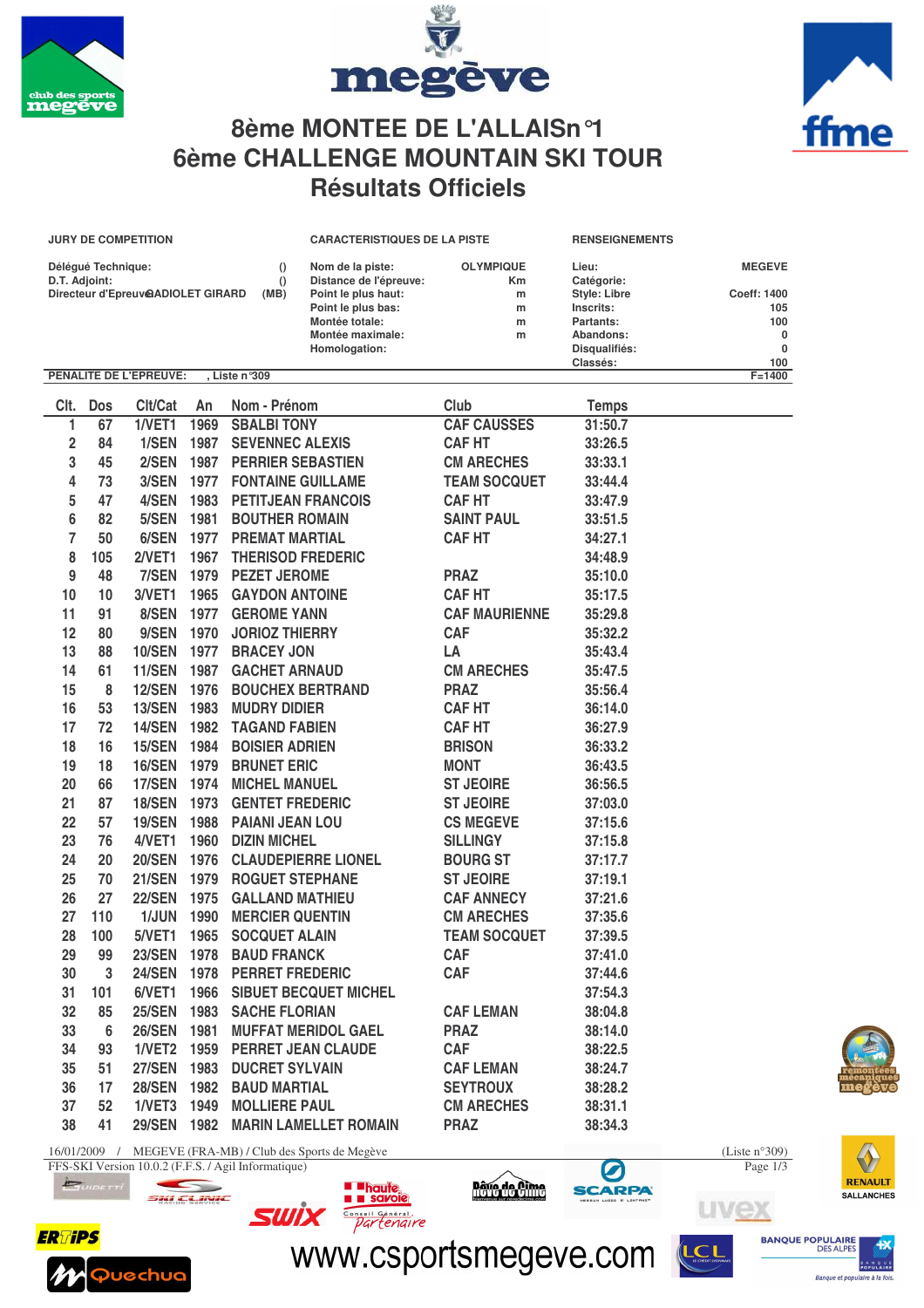# 8ème MONTEE DE L'ALLAISn°1
# 6ème CHALLENGE MOUNTAIN SKI TOUR
## Résultats Officiels

| JURY DE COMPETITION | | CARACTERISTIQUES DE LA PISTE | | RENSEIGNEMENTS | |
|---|---|---|---|---|---|
| Délégué Technique: | () | Nom de la piste: | OLYMPIQUE | Lieu: | MEGEVE |
| D.T. Adjoint: | () | Distance de l'épreuve: | Km | Catégorie: | |
| Directeur d'Epreuve: GADIOLET GIRARD | (MB) | Point le plus haut: | m | Style: Libre | Coeff: 1400 |
| | | Point le plus bas: | m | Inscrits: | 105 |
| | | Montée totale: | m | Partants: | 100 |
| | | Montée maximale: | m | Abandons: | 0 |
| | | Homologation: | | Disqualifiés: | 0 |
| | | | | Classés: | 100 |

PENALITE DE L'EPREUVE: , Liste n°309 — F=1400

| Clt. | Dos | Clt/Cat | An | Nom - Prénom | Club | Temps |
|---|---|---|---|---|---|---|
| 1 | 67 | 1/VET1 | 1969 | SBALBI TONY | CAF CAUSSES | 31:50.7 |
| 2 | 84 | 1/SEN | 1987 | SEVENNEC ALEXIS | CAF HT | 33:26.5 |
| 3 | 45 | 2/SEN | 1987 | PERRIER SEBASTIEN | CM ARECHES | 33:33.1 |
| 4 | 73 | 3/SEN | 1977 | FONTAINE GUILLAME | TEAM SOCQUET | 33:44.4 |
| 5 | 47 | 4/SEN | 1983 | PETITJEAN FRANCOIS | CAF HT | 33:47.9 |
| 6 | 82 | 5/SEN | 1981 | BOUTHER ROMAIN | SAINT PAUL | 33:51.5 |
| 7 | 50 | 6/SEN | 1977 | PREMAT MARTIAL | CAF HT | 34:27.1 |
| 8 | 105 | 2/VET1 | 1967 | THERISOD FREDERIC | | 34:48.9 |
| 9 | 48 | 7/SEN | 1979 | PEZET JEROME | PRAZ | 35:10.0 |
| 10 | 10 | 3/VET1 | 1965 | GAYDON ANTOINE | CAF HT | 35:17.5 |
| 11 | 91 | 8/SEN | 1977 | GEROME YANN | CAF MAURIENNE | 35:29.8 |
| 12 | 80 | 9/SEN | 1970 | JORIOZ THIERRY | CAF | 35:32.2 |
| 13 | 88 | 10/SEN | 1977 | BRACEY JON | LA | 35:43.4 |
| 14 | 61 | 11/SEN | 1987 | GACHET ARNAUD | CM ARECHES | 35:47.5 |
| 15 | 8 | 12/SEN | 1976 | BOUCHEX BERTRAND | PRAZ | 35:56.4 |
| 16 | 53 | 13/SEN | 1983 | MUDRY DIDIER | CAF HT | 36:14.0 |
| 17 | 72 | 14/SEN | 1982 | TAGAND FABIEN | CAF HT | 36:27.9 |
| 18 | 16 | 15/SEN | 1984 | BOISIER ADRIEN | BRISON | 36:33.2 |
| 19 | 18 | 16/SEN | 1979 | BRUNET ERIC | MONT | 36:43.5 |
| 20 | 66 | 17/SEN | 1974 | MICHEL MANUEL | ST JEOIRE | 36:56.5 |
| 21 | 87 | 18/SEN | 1973 | GENTET FREDERIC | ST JEOIRE | 37:03.0 |
| 22 | 57 | 19/SEN | 1988 | PAIANI JEAN LOU | CS MEGEVE | 37:15.6 |
| 23 | 76 | 4/VET1 | 1960 | DIZIN MICHEL | SILLINGY | 37:15.8 |
| 24 | 20 | 20/SEN | 1976 | CLAUDEPIERRE LIONEL | BOURG ST | 37:17.7 |
| 25 | 70 | 21/SEN | 1979 | ROGUET STEPHANE | ST JEOIRE | 37:19.1 |
| 26 | 27 | 22/SEN | 1975 | GALLAND MATHIEU | CAF ANNECY | 37:21.6 |
| 27 | 110 | 1/JUN | 1990 | MERCIER QUENTIN | CM ARECHES | 37:35.6 |
| 28 | 100 | 5/VET1 | 1965 | SOCQUET ALAIN | TEAM SOCQUET | 37:39.5 |
| 29 | 99 | 23/SEN | 1978 | BAUD FRANCK | CAF | 37:41.0 |
| 30 | 3 | 24/SEN | 1978 | PERRET FREDERIC | CAF | 37:44.6 |
| 31 | 101 | 6/VET1 | 1966 | SIBUET BECQUET MICHEL | | 37:54.3 |
| 32 | 85 | 25/SEN | 1983 | SACHE FLORIAN | CAF LEMAN | 38:04.8 |
| 33 | 6 | 26/SEN | 1981 | MUFFAT MERIDOL GAEL | PRAZ | 38:14.0 |
| 34 | 93 | 1/VET2 | 1959 | PERRET JEAN CLAUDE | CAF | 38:22.5 |
| 35 | 51 | 27/SEN | 1983 | DUCRET SYLVAIN | CAF LEMAN | 38:24.7 |
| 36 | 17 | 28/SEN | 1982 | BAUD MARTIAL | SEYTROUX | 38:28.2 |
| 37 | 52 | 1/VET3 | 1949 | MOLLIERE PAUL | CM ARECHES | 38:31.1 |
| 38 | 41 | 29/SEN | 1982 | MARIN LAMELLET ROMAIN | PRAZ | 38:34.3 |

16/01/2009 / MEGEVE (FRA-MB) / Club des Sports de Megève — (Liste n°309)
FFS-SKI Version 10.0.2 (F.F.S. / Agil Informatique)

www.csportsmegeve.com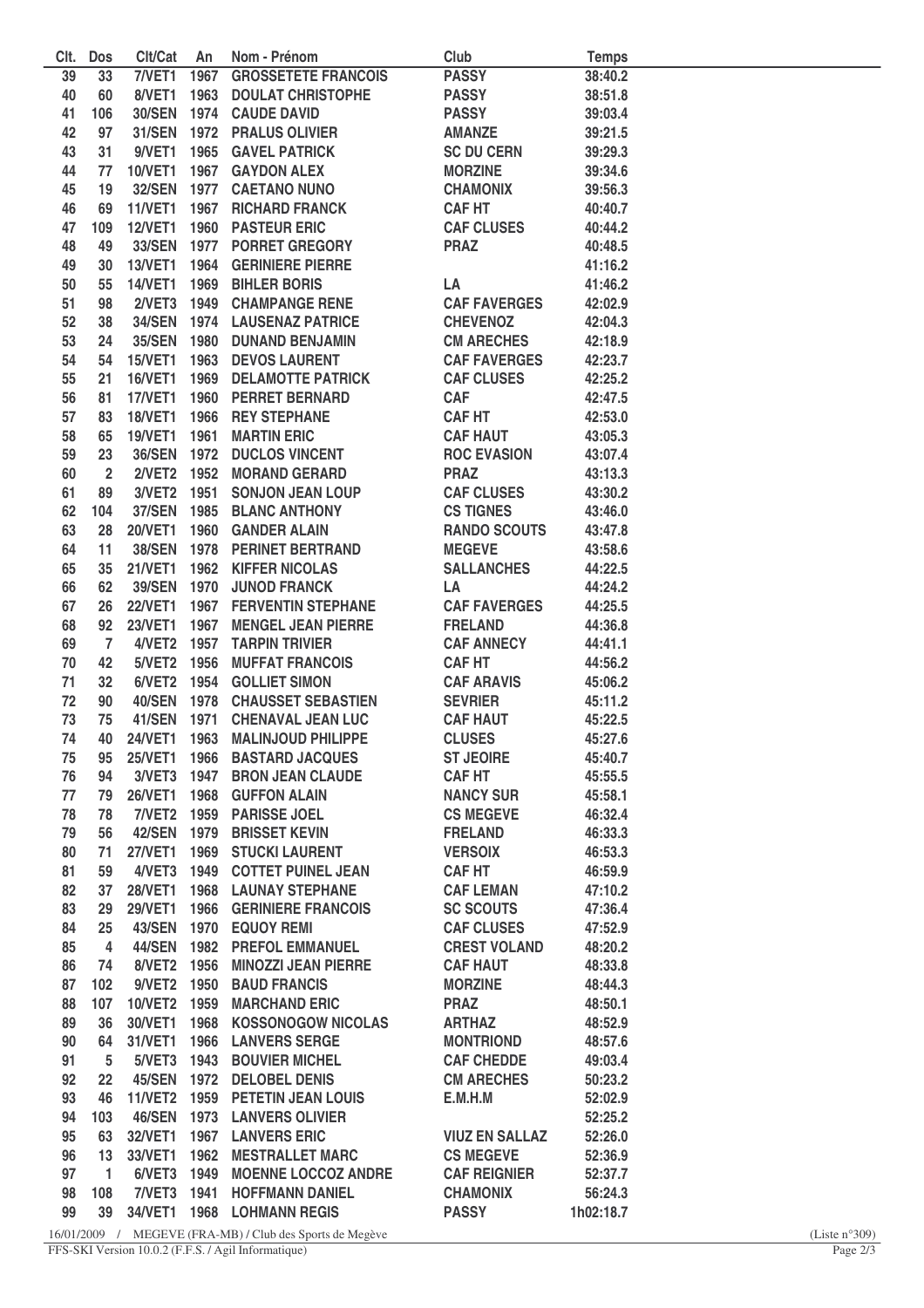| Clt. | Dos | Clt/Cat | An | Nom - Prénom | Club | Temps |
|---|---|---|---|---|---|---|
| 39 | 33 | 7/VET1 | 1967 | GROSSETETE FRANCOIS | PASSY | 38:40.2 |
| 40 | 60 | 8/VET1 | 1963 | DOULAT CHRISTOPHE | PASSY | 38:51.8 |
| 41 | 106 | 30/SEN | 1974 | CAUDE DAVID | PASSY | 39:03.4 |
| 42 | 97 | 31/SEN | 1972 | PRALUS OLIVIER | AMANZE | 39:21.5 |
| 43 | 31 | 9/VET1 | 1965 | GAVEL PATRICK | SC DU CERN | 39:29.3 |
| 44 | 77 | 10/VET1 | 1967 | GAYDON ALEX | MORZINE | 39:34.6 |
| 45 | 19 | 32/SEN | 1977 | CAETANO NUNO | CHAMONIX | 39:56.3 |
| 46 | 69 | 11/VET1 | 1967 | RICHARD FRANCK | CAF HT | 40:40.7 |
| 47 | 109 | 12/VET1 | 1960 | PASTEUR ERIC | CAF CLUSES | 40:44.2 |
| 48 | 49 | 33/SEN | 1977 | PORRET GREGORY | PRAZ | 40:48.5 |
| 49 | 30 | 13/VET1 | 1964 | GERINIERE PIERRE | | 41:16.2 |
| 50 | 55 | 14/VET1 | 1969 | BIHLER BORIS | LA | 41:46.2 |
| 51 | 98 | 2/VET3 | 1949 | CHAMPANGE RENE | CAF FAVERGES | 42:02.9 |
| 52 | 38 | 34/SEN | 1974 | LAUSENAZ PATRICE | CHEVENOZ | 42:04.3 |
| 53 | 24 | 35/SEN | 1980 | DUNAND BENJAMIN | CM ARECHES | 42:18.9 |
| 54 | 54 | 15/VET1 | 1963 | DEVOS LAURENT | CAF FAVERGES | 42:23.7 |
| 55 | 21 | 16/VET1 | 1969 | DELAMOTTE PATRICK | CAF CLUSES | 42:25.2 |
| 56 | 81 | 17/VET1 | 1960 | PERRET BERNARD | CAF | 42:47.5 |
| 57 | 83 | 18/VET1 | 1966 | REY STEPHANE | CAF HT | 42:53.0 |
| 58 | 65 | 19/VET1 | 1961 | MARTIN ERIC | CAF HAUT | 43:05.3 |
| 59 | 23 | 36/SEN | 1972 | DUCLOS VINCENT | ROC EVASION | 43:07.4 |
| 60 | 2 | 2/VET2 | 1952 | MORAND GERARD | PRAZ | 43:13.3 |
| 61 | 89 | 3/VET2 | 1951 | SONJON JEAN LOUP | CAF CLUSES | 43:30.2 |
| 62 | 104 | 37/SEN | 1985 | BLANC ANTHONY | CS TIGNES | 43:46.0 |
| 63 | 28 | 20/VET1 | 1960 | GANDER ALAIN | RANDO SCOUTS | 43:47.8 |
| 64 | 11 | 38/SEN | 1978 | PERINET BERTRAND | MEGEVE | 43:58.6 |
| 65 | 35 | 21/VET1 | 1962 | KIFFER NICOLAS | SALLANCHES | 44:22.5 |
| 66 | 62 | 39/SEN | 1970 | JUNOD FRANCK | LA | 44:24.2 |
| 67 | 26 | 22/VET1 | 1967 | FERVENTIN STEPHANE | CAF FAVERGES | 44:25.5 |
| 68 | 92 | 23/VET1 | 1967 | MENGEL JEAN PIERRE | FRELAND | 44:36.8 |
| 69 | 7 | 4/VET2 | 1957 | TARPIN TRIVIER | CAF ANNECY | 44:41.1 |
| 70 | 42 | 5/VET2 | 1956 | MUFFAT FRANCOIS | CAF HT | 44:56.2 |
| 71 | 32 | 6/VET2 | 1954 | GOLLIET SIMON | CAF ARAVIS | 45:06.2 |
| 72 | 90 | 40/SEN | 1978 | CHAUSSET SEBASTIEN | SEVRIER | 45:11.2 |
| 73 | 75 | 41/SEN | 1971 | CHENAVAL JEAN LUC | CAF HAUT | 45:22.5 |
| 74 | 40 | 24/VET1 | 1963 | MALINJOUD PHILIPPE | CLUSES | 45:27.6 |
| 75 | 95 | 25/VET1 | 1966 | BASTARD JACQUES | ST JEOIRE | 45:40.7 |
| 76 | 94 | 3/VET3 | 1947 | BRON JEAN CLAUDE | CAF HT | 45:55.5 |
| 77 | 79 | 26/VET1 | 1968 | GUFFON ALAIN | NANCY SUR | 45:58.1 |
| 78 | 78 | 7/VET2 | 1959 | PARISSE JOEL | CS MEGEVE | 46:32.4 |
| 79 | 56 | 42/SEN | 1979 | BRISSET KEVIN | FRELAND | 46:33.3 |
| 80 | 71 | 27/VET1 | 1969 | STUCKI LAURENT | VERSOIX | 46:53.3 |
| 81 | 59 | 4/VET3 | 1949 | COTTET PUINEL JEAN | CAF HT | 46:59.9 |
| 82 | 37 | 28/VET1 | 1968 | LAUNAY STEPHANE | CAF LEMAN | 47:10.2 |
| 83 | 29 | 29/VET1 | 1966 | GERINIERE FRANCOIS | SC SCOUTS | 47:36.4 |
| 84 | 25 | 43/SEN | 1970 | EQUOY REMI | CAF CLUSES | 47:52.9 |
| 85 | 4 | 44/SEN | 1982 | PREFOL EMMANUEL | CREST VOLAND | 48:20.2 |
| 86 | 74 | 8/VET2 | 1956 | MINOZZI JEAN PIERRE | CAF HAUT | 48:33.8 |
| 87 | 102 | 9/VET2 | 1950 | BAUD FRANCIS | MORZINE | 48:44.3 |
| 88 | 107 | 10/VET2 | 1959 | MARCHAND ERIC | PRAZ | 48:50.1 |
| 89 | 36 | 30/VET1 | 1968 | KOSSONOGOW NICOLAS | ARTHAZ | 48:52.9 |
| 90 | 64 | 31/VET1 | 1966 | LANVERS SERGE | MONTRIOND | 48:57.6 |
| 91 | 5 | 5/VET3 | 1943 | BOUVIER MICHEL | CAF CHEDDE | 49:03.4 |
| 92 | 22 | 45/SEN | 1972 | DELOBEL DENIS | CM ARECHES | 50:23.2 |
| 93 | 46 | 11/VET2 | 1959 | PETETIN JEAN LOUIS | E.M.H.M | 52:02.9 |
| 94 | 103 | 46/SEN | 1973 | LANVERS OLIVIER | | 52:25.2 |
| 95 | 63 | 32/VET1 | 1967 | LANVERS ERIC | VIUZ EN SALLAZ | 52:26.0 |
| 96 | 13 | 33/VET1 | 1962 | MESTRALLET MARC | CS MEGEVE | 52:36.9 |
| 97 | 1 | 6/VET3 | 1949 | MOENNE LOCCOZ ANDRE | CAF REIGNIER | 52:37.7 |
| 98 | 108 | 7/VET3 | 1941 | HOFFMANN DANIEL | CHAMONIX | 56:24.3 |
| 99 | 39 | 34/VET1 | 1968 | LOHMANN REGIS | PASSY | 1h02:18.7 |

16/01/2009 / MEGEVE (FRA-MB) / Club des Sports de Megève (Liste n°309)

FFS-SKI Version 10.0.2 (F.F.S. / Agil Informatique)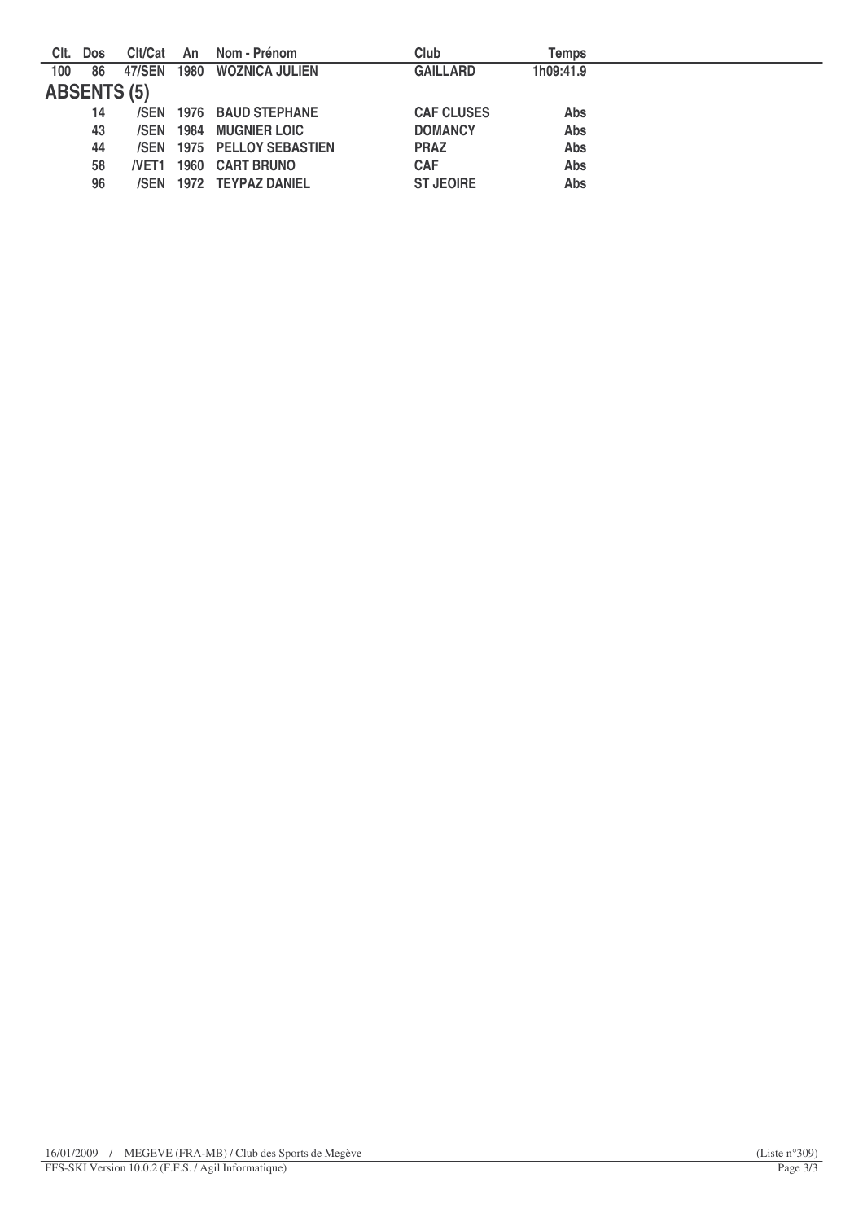| Clt. | Dos | Clt/Cat | An | Nom - Prénom | Club | Temps |
|---|---|---|---|---|---|---|
| 100 | 86 | 47/SEN | 1980 | WOZNICA JULIEN | GAILLARD | 1h09:41.9 |

## ABSENTS (5)

| Clt. | Dos | Clt/Cat | An | Nom - Prénom | Club | Temps |
|---|---|---|---|---|---|---|
| | 14 | /SEN | 1976 | BAUD STEPHANE | CAF CLUSES | Abs |
| | 43 | /SEN | 1984 | MUGNIER LOIC | DOMANCY | Abs |
| | 44 | /SEN | 1975 | PELLOY SEBASTIEN | PRAZ | Abs |
| | 58 | /VET1 | 1960 | CART BRUNO | CAF | Abs |
| | 96 | /SEN | 1972 | TEYPAZ DANIEL | ST JEOIRE | Abs |

16/01/2009 / MEGEVE (FRA-MB) / Club des Sports de Megève (Liste n°309)

FFS-SKI Version 10.0.2 (F.F.S. / Agil Informatique)